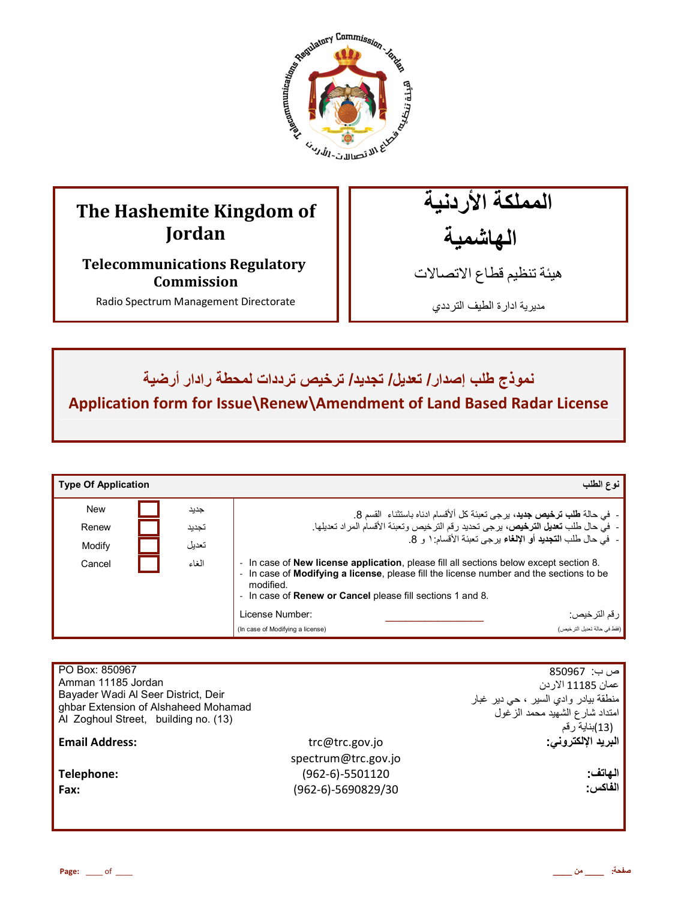# The Hashemite Kingdom of Jordan

## Telecommunications Regulatory Commission

Radio Spectrum Management Directorate

# المملكة الأردنية الهاشمية

## هيئة تنظيم قطاع الاتصالات

مديرية ادارة الطيف الترددي

## نموذج طلب إصدار/ تعديل/ تجديد/ ترخيص ترددات لمحطة رادار أرضية

## Application form for Issue\Renew\Amendment of Land Based Radar License

| Type Of Application | | | نوع الطلب |
|---|---|---|---|
| New | ☐ | جديد | - في حالة **طلب ترخيص جديد**، يرجى تعبئة كل ألأقسام ادناه باستثناء القسم 8.<br>- في حال طلب **تعديل الترخيص**، يرجى تحديد رقم الترخيص وتعبئة الأقسام المراد تعديلها.<br>- في حال طلب **التجديد أو الإلغاء** يرجى تعبئة الأقسام: ١ و 8. |
| Renew | ☐ | تجديد | - In case of **New license application**, please fill all sections below except section 8.<br>- In case of **Modifying a license**, please fill the license number and the sections to be modified.<br>- In case of **Renew or Cancel** please fill sections 1 and 8. |
| Modify | ☐ | تعديل | License Number: ____________ :رقم الترخيص |
| Cancel | ☐ | الغاء | (In case of Modifying a license) (فقط في حالة تعديل الترخيص) |

PO Box: 850967
Amman 11185 Jordan
Bayader Wadi Al Seer District, Deir ghbar Extension of Alshaheed Mohamad Al Zoghoul Street, building no. (13)

ص ب: 850967
عمان 11185 الاردن
منطقة بيادر وادي السير ، حي دير غبار
امتداد شارع الشهيد محمد الزغول
(13)بناية رقم

| | | |
|---|---|---|
| **Email Address:** | trc@trc.gov.jo<br>spectrum@trc.gov.jo | **البريد الإلكتروني:** |
| **Telephone:** | (962-6)-5501120 | **الهاتف:** |
| **Fax:** | (962-6)-5690829/30 | **الفاكس:** |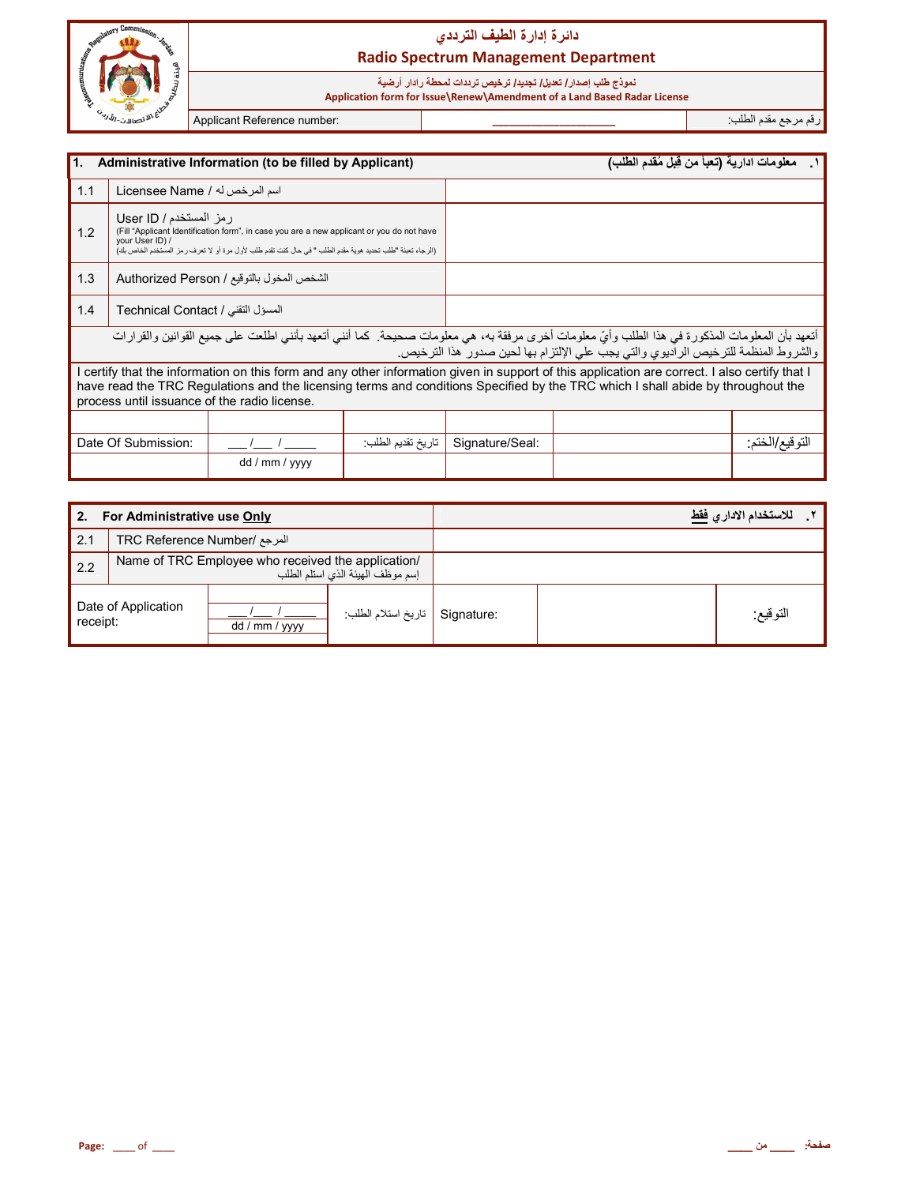# دائرة إدارة الطيف الترددي

## Radio Spectrum Management Department

نموذج طلب إصدار/ تعديل/ تجديد/ ترخيص ترددات لمحطة رادار أرضية

Application form for Issue\Renew\Amendment of a Land Based Radar License

| Applicant Reference number: | ____________________ | رقم مرجع مقدم الطلب: |
|---|---|---|

| 1. Administrative Information (to be filled by Applicant) | | ١. معلومات ادارية (تعبأ من قِبل مُقدم الطلب) |
|---|---|---|
| 1.1 | Licensee Name / اسم المرخص له | |
| 1.2 | User ID / رمز المستخدم (Fill "Applicant Identification form", in case you are a new applicant or you do not have your User ID) / (الرجاء تعبئة "طلب تحديد هوية مقدم الطلب " في حال كنت تقدم طلب لأول مرة أو لا تعرف رمز المستخدم الخاص بك) | |
| 1.3 | Authorized Person / الشخص المخول بالتوقيع | |
| 1.4 | Technical Contact / المسؤل التقني | |

أتعهد بأن المعلومات المذكورة في هذا الطلب وأيّ معلومات أخرى مرفقة به، هي معلومات صحيحة. كما أنني أتعهد بأنني اطلعت على جميع القوانين والقرارات والشروط المنظمة للترخيص الراديوي والتي يجب علي الإلتزام بها لحين صدور هذا الترخيص.

I certify that the information on this form and any other information given in support of this application are correct. I also certify that I have read the TRC Regulations and the licensing terms and conditions Specified by the TRC which I shall abide by throughout the process until issuance of the radio license.

| Date Of Submission: | ___/___ / _____ dd / mm / yyyy | تاريخ تقديم الطلب: | Signature/Seal: | | التوقيع/الختم: |
|---|---|---|---|---|---|

| 2. For Administrative use **Only** | | ٢. للاستخدام الاداري **فقط** |
|---|---|---|
| 2.1 | TRC Reference Number/ المرجع | |
| 2.2 | Name of TRC Employee who received the application/ إسم موظف الهيئة الذي استلم الطلب | |

| Date of Application receipt: | ___/___ / _____ dd / mm / yyyy | تاريخ استلام الطلب: | Signature: | | التوقيع: |
|---|---|---|---|---|---|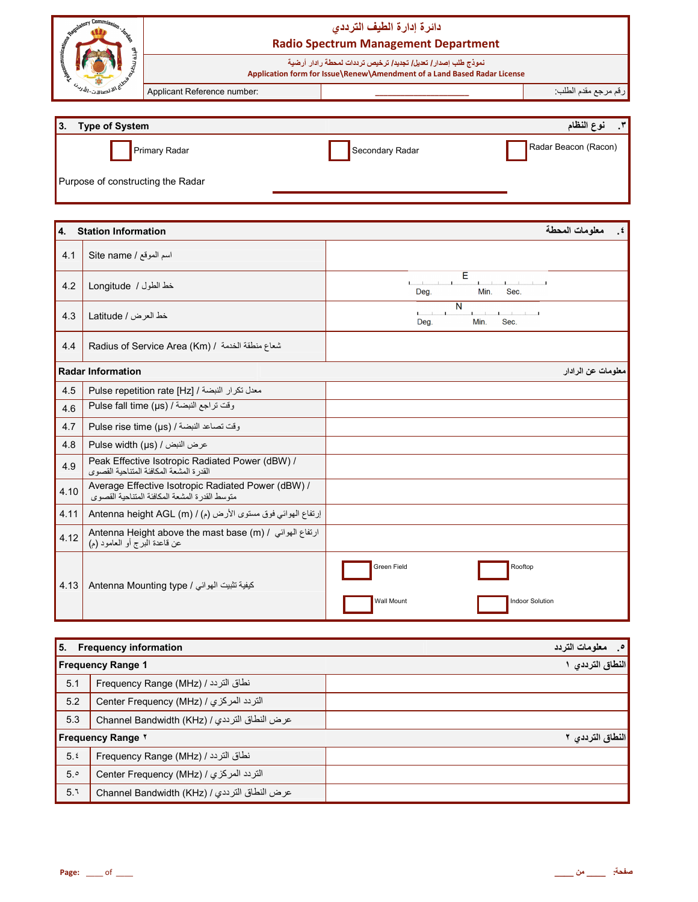| دائرة إدارة الطيف الترددي |  |  |
|---|---|---|
| **Radio Spectrum Management Department** |  |  |
| نموذج طلب إصدار/ تعديل/ تجديد/ ترخيص ترددات لمحطة رادار أرضية |  |  |
| Application form for Issue\Renew\Amendment of a Land Based Radar License |  |  |
| Applicant Reference number: | ____________________ | رقم مرجع مقدم الطلب: |

| 3. Type of System | | ٣. نوع النظام |
|---|---|---|
| ☐ Primary Radar | ☐ Secondary Radar | ☐ Radar Beacon (Racon) |
| Purpose of constructing the Radar | ______________________________ | |

| 4. Station Information | | معلومات المحطة .٤ |
|---|---|---|
| 4.1 | Site name / اسم الموقع | |
| 4.2 | Longitude / خط الطول | E — Deg. Min. Sec. |
| 4.3 | Latitude / خط العرض | N — Deg. Min. Sec. |
| 4.4 | Radius of Service Area (Km) / شعاع منطقة الخدمة | |
| **Radar Information** | | **معلومات عن الرادار** |
| 4.5 | Pulse repetition rate [Hz] / معدل تكرار النبضة | |
| 4.6 | Pulse fall time (µs) / وقت تراجع النبضة | |
| 4.7 | Pulse rise time (µs) / وقت تصاعد النبضة | |
| 4.8 | Pulse width (µs) / عرض النبض | |
| 4.9 | Peak Effective Isotropic Radiated Power (dBW) / القدرة المشعة المكافئة المتناحية القصوى | |
| 4.10 | Average Effective Isotropic Radiated Power (dBW) / متوسط القدرة المشعة المكافئة المتناحية القصوى | |
| 4.11 | Antenna height AGL (m) / إرتفاع الهوائي فوق مستوى الأرض (م) | |
| 4.12 | Antenna Height above the mast base (m) / ارتفاع الهوائي عن قاعدة البرج أو العامود (م) | |
| 4.13 | Antenna Mounting type / كيفية تثبيت الهوائي | ☐ Green Field ☐ Rooftop ☐ Wall Mount ☐ Indoor Solution |

| 5. Frequency information | | ٥. معلومات التردد |
|---|---|---|
| **Frequency Range 1** | | **النطاق الترددي ١** |
| 5.1 | Frequency Range (MHz) / نطاق التردد | |
| 5.2 | Center Frequency (MHz) / التردد المركزي | |
| 5.3 | Channel Bandwidth (KHz) / عرض النطاق الترددي | |
| **Frequency Range ٢** | | **النطاق الترددي ٢** |
| 5.٤ | Frequency Range (MHz) / نطاق التردد | |
| 5.٥ | Center Frequency (MHz) / التردد المركزي | |
| 5.٦ | Channel Bandwidth (KHz) / عرض النطاق الترددي | |

**Page:** ____ of ____ | صفحة: ____ من ____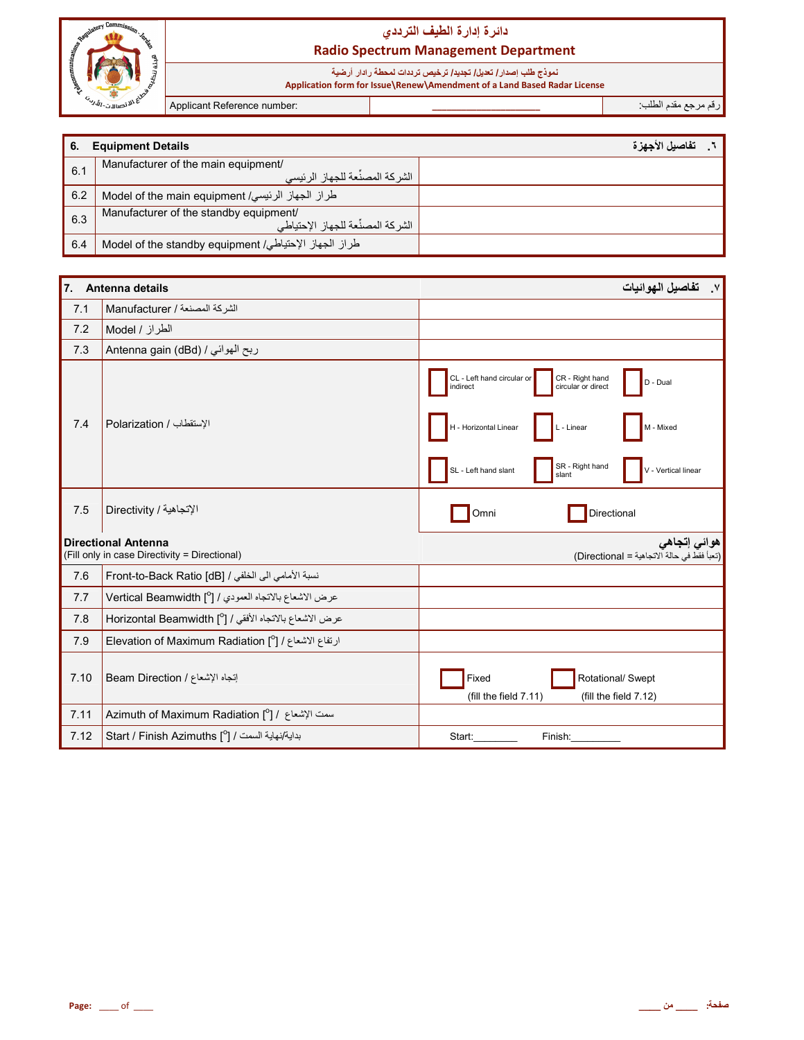# دائرة إدارة الطيف الترددي
## Radio Spectrum Management Department

نموذج طلب إصدار/ تعديل/ تجديد/ ترخيص ترددات لمحطة رادار أرضية

Application form for Issue\Renew\Amendment of a Land Based Radar License

| Applicant Reference number: | ____________________ | رقم مرجع مقدم الطلب: |
|---|---|---|

| 6. Equipment Details | | ٦. تفاصيل الأجهزة |
|---|---|---|
| 6.1 | Manufacturer of the main equipment/ الشركة المصنِّعة للجهاز الرئيسي | |
| 6.2 | Model of the main equipment /طراز الجهاز الرئيسي | |
| 6.3 | Manufacturer of the standby equipment/ الشركة المصنِّعة للجهاز الإحتياطي | |
| 6.4 | Model of the standby equipment /طراز الجهاز الإحتياطي | |

| 7. Antenna details | | ٧. تفاصيل الهوائيات |
|---|---|---|
| 7.1 | Manufacturer / الشركة المصنعة | |
| 7.2 | Model / الطراز | |
| 7.3 | Antenna gain (dBd) / ربح الهوائي | |
| 7.4 | Polarization / الإستقطاب | ☐ CL - Left hand circular or indirect ☐ CR - Right hand circular or direct ☐ D - Dual ☐ H - Horizontal Linear ☐ L - Linear ☐ M - Mixed ☐ SL - Left hand slant ☐ SR - Right hand slant ☐ V - Vertical linear |
| 7.5 | Directivity / الإتجاهية | ☐ Omni ☐ Directional |
| **Directional Antenna** (Fill only in case Directivity = Directional) | | **هوائي إتجاهي** (تعبأ فقط في حالة الاتجاهية = Directional) |
| 7.6 | Front-to-Back Ratio [dB] / نسبة الأمامي الى الخلفي | |
| 7.7 | Vertical Beamwidth [°] / عرض الاشعاع بالاتجاه العمودي | |
| 7.8 | Horizontal Beamwidth [°] / عرض الاشعاع بالاتجاه الأفقي | |
| 7.9 | Elevation of Maximum Radiation [°] / ارتفاع الاشعاع | |
| 7.10 | Beam Direction / إتجاه الإشعاع | ☐ Fixed (fill the field 7.11) ☐ Rotational/ Swept (fill the field 7.12) |
| 7.11 | Azimuth of Maximum Radiation [°] / سمت الإشعاع | |
| 7.12 | Start / Finish Azimuths [°] / بداية/نهاية السمت | Start:________ Finish:_________ |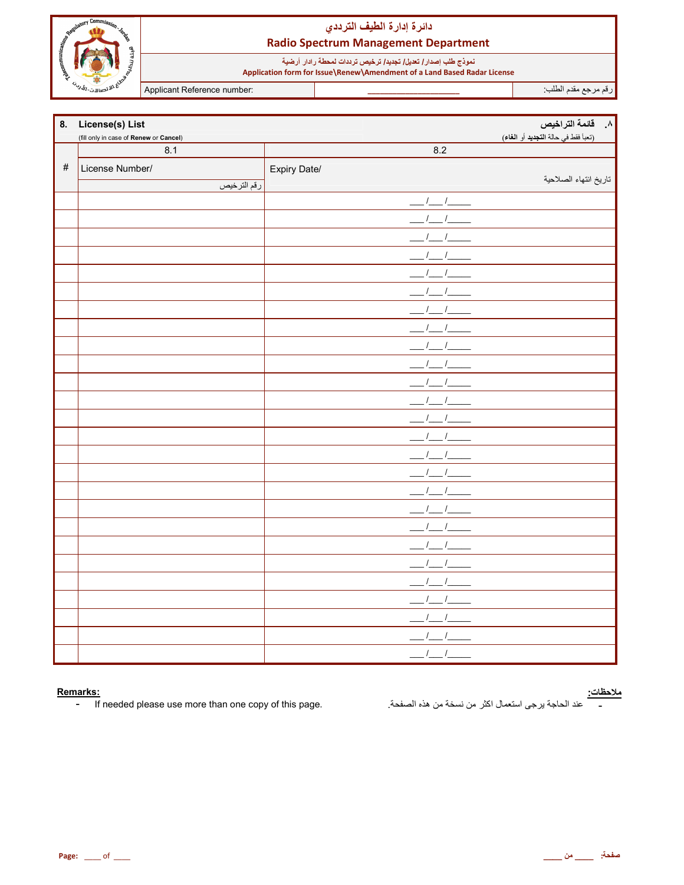# دائرة إدارة الطيف الترددي
## Radio Spectrum Management Department

نموذج طلب إصدار/ تعديل/ تجديد/ ترخيص ترددات لمحطة رادار أرضية
**Application form for Issue\Renew\Amendment of a Land Based Radar License**

| Applicant Reference number: | ____________________ | رقم مرجع مقدم الطلب: |
|---|---|---|

## 8. License(s) List — ٨. قائمة التراخيص

(fill only in case of **Renew** or **Cancel**) — (تعبأ فقط في حالة **التجديد** أو **الغاء**)

| # | 8.1 License Number/ رقم الترخيص | 8.2 Expiry Date/ تاريخ انتهاء الصلاحية |
|---|---|---|
| | | ___/___/_____ |
| | | ___/___/_____ |
| | | ___/___/_____ |
| | | ___/___/_____ |
| | | ___/___/_____ |
| | | ___/___/_____ |
| | | ___/___/_____ |
| | | ___/___/_____ |
| | | ___/___/_____ |
| | | ___/___/_____ |
| | | ___/___/_____ |
| | | ___/___/_____ |
| | | ___/___/_____ |
| | | ___/___/_____ |
| | | ___/___/_____ |
| | | ___/___/_____ |
| | | ___/___/_____ |
| | | ___/___/_____ |
| | | ___/___/_____ |
| | | ___/___/_____ |
| | | ___/___/_____ |
| | | ___/___/_____ |
| | | ___/___/_____ |
| | | ___/___/_____ |
| | | ___/___/_____ |
| | | ___/___/_____ |

**Remarks:**
- If needed please use more than one copy of this page.

**ملاحظات:**
- عند الحاجة يرجى استعمال اكثر من نسخة من هذه الصفحة.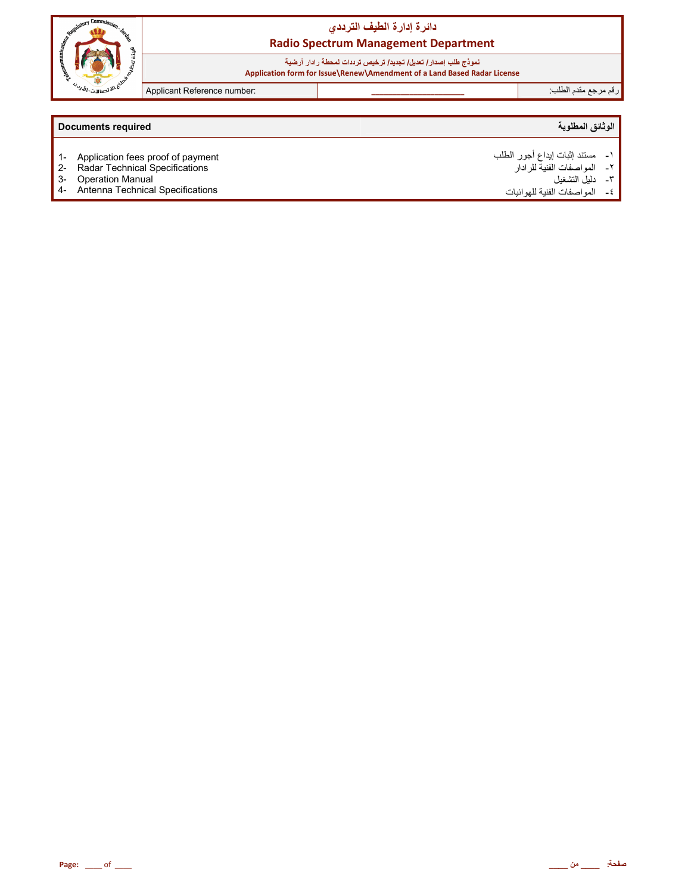# دائرة إدارة الطيف الترددي
# Radio Spectrum Management Department

**نموذج طلب إصدار/ تعديل/ تجديد/ ترخيص ترددات لمحطة رادار أرضية**

**Application form for Issue\Renew\Amendment of a Land Based Radar License**

| | | |
|---|---|---|
| Applicant Reference number: | ____________________ | رقم مرجع مقدم الطلب: |

| Documents required | الوثائق المطلوبة |
|---|---|
| 1- Application fees proof of payment | ١- مستند إثبات إيداع أجور الطلب |
| 2- Radar Technical Specifications | ٢- المواصفات الفنية للرادار |
| 3- Operation Manual | ٣- دليل التشغيل |
| 4- Antenna Technical Specifications | ٤- المواصفات الفنية للهوائيات |